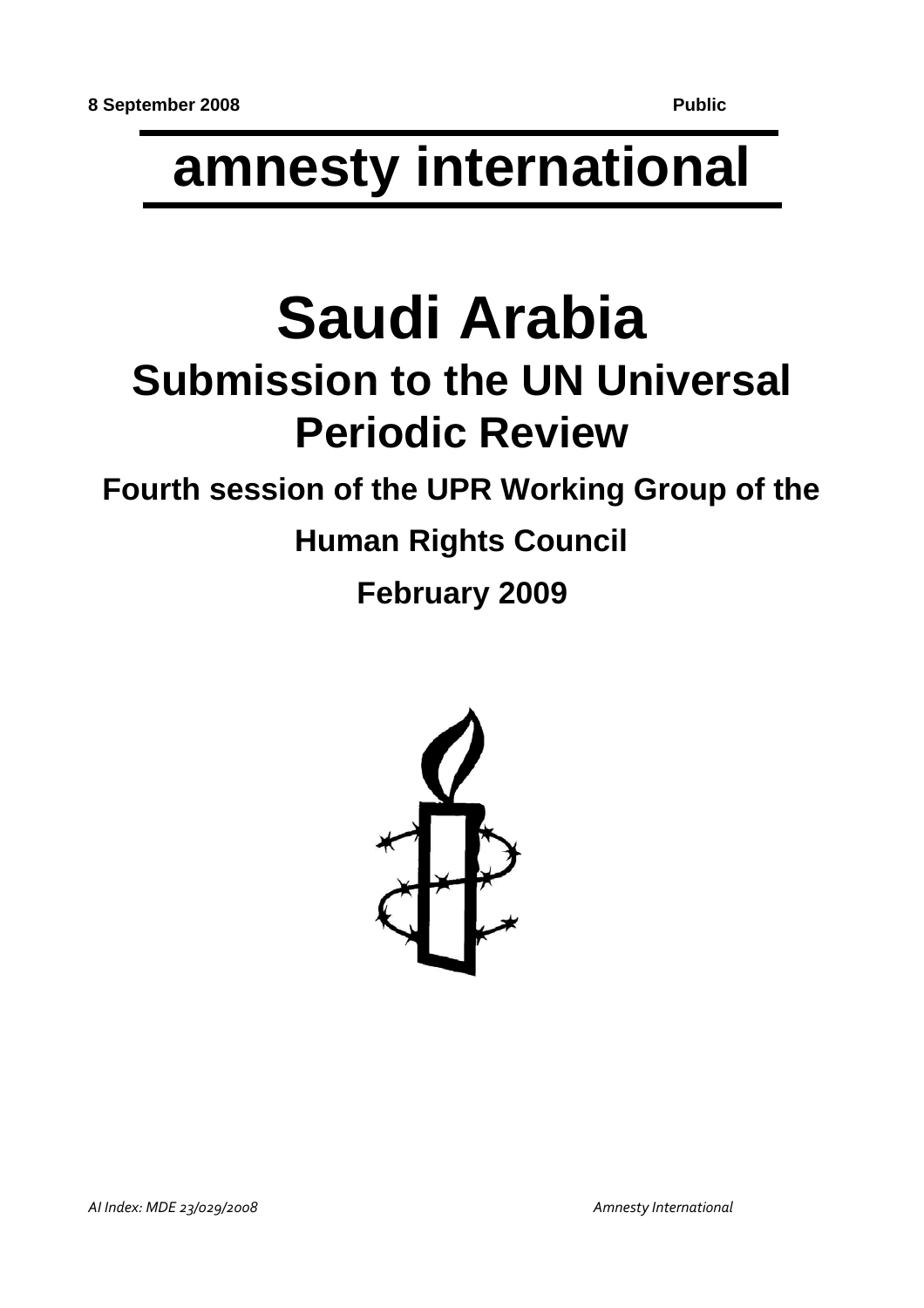**8 September 2008** **Public**

# amnesty international

# Saudi Arabia

## Submission to the UN Universal Periodic Review

### Fourth session of the UPR Working Group of the Human Rights Council

### February 2009

*AI Index: MDE 23/029/2008* *Amnesty International*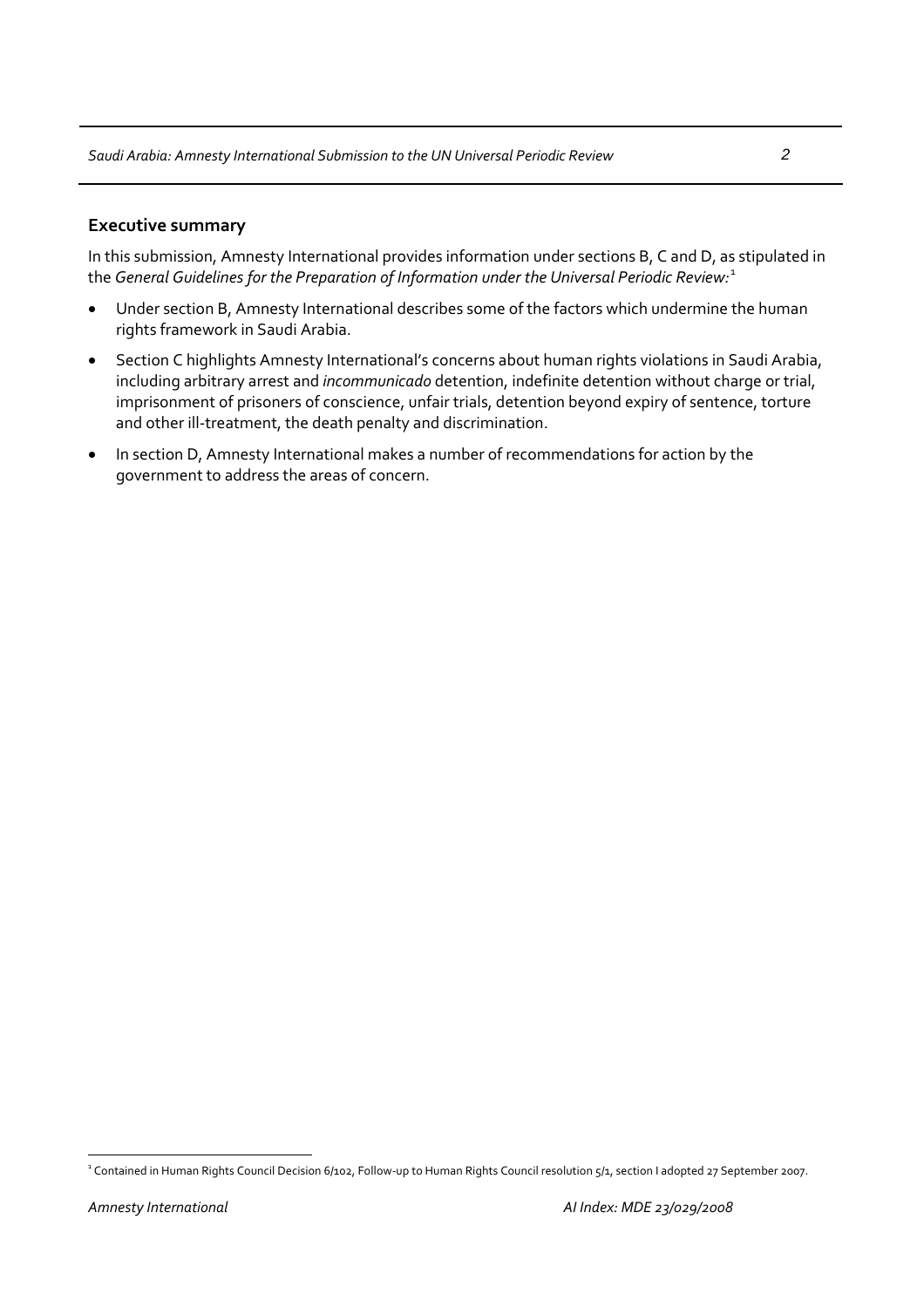## Executive summary

In this submission, Amnesty International provides information under sections B, C and D, as stipulated in the *General Guidelines for the Preparation of Information under the Universal Periodic Review:*[1]

- Under section B, Amnesty International describes some of the factors which undermine the human rights framework in Saudi Arabia.
- Section C highlights Amnesty International's concerns about human rights violations in Saudi Arabia, including arbitrary arrest and *incommunicado* detention, indefinite detention without charge or trial, imprisonment of prisoners of conscience, unfair trials, detention beyond expiry of sentence, torture and other ill-treatment, the death penalty and discrimination.
- In section D, Amnesty International makes a number of recommendations for action by the government to address the areas of concern.

---

[1] Contained in Human Rights Council Decision 6/102, Follow-up to Human Rights Council resolution 5/1, section I adopted 27 September 2007.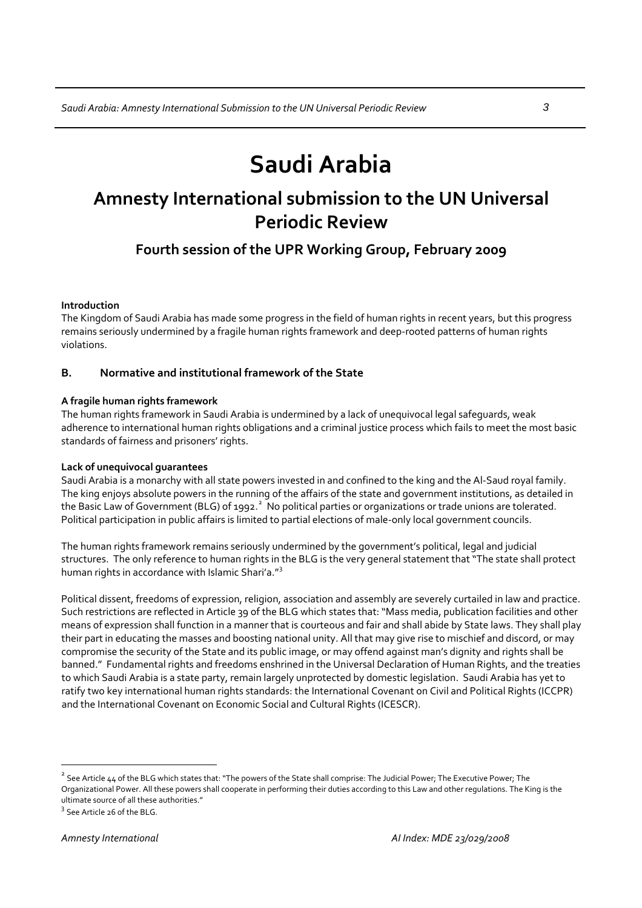# Saudi Arabia

## Amnesty International submission to the UN Universal Periodic Review

### Fourth session of the UPR Working Group, February 2009

**Introduction**
The Kingdom of Saudi Arabia has made some progress in the field of human rights in recent years, but this progress remains seriously undermined by a fragile human rights framework and deep-rooted patterns of human rights violations.

### B. Normative and institutional framework of the State

**A fragile human rights framework**
The human rights framework in Saudi Arabia is undermined by a lack of unequivocal legal safeguards, weak adherence to international human rights obligations and a criminal justice process which fails to meet the most basic standards of fairness and prisoners' rights.

**Lack of unequivocal guarantees**
Saudi Arabia is a monarchy with all state powers invested in and confined to the king and the Al-Saud royal family. The king enjoys absolute powers in the running of the affairs of the state and government institutions, as detailed in the Basic Law of Government (BLG) of 1992.[2] No political parties or organizations or trade unions are tolerated. Political participation in public affairs is limited to partial elections of male-only local government councils.

The human rights framework remains seriously undermined by the government's political, legal and judicial structures. The only reference to human rights in the BLG is the very general statement that "The state shall protect human rights in accordance with Islamic Shari'a."[3]

Political dissent, freedoms of expression, religion, association and assembly are severely curtailed in law and practice. Such restrictions are reflected in Article 39 of the BLG which states that: "Mass media, publication facilities and other means of expression shall function in a manner that is courteous and fair and shall abide by State laws. They shall play their part in educating the masses and boosting national unity. All that may give rise to mischief and discord, or may compromise the security of the State and its public image, or may offend against man's dignity and rights shall be banned." Fundamental rights and freedoms enshrined in the Universal Declaration of Human Rights, and the treaties to which Saudi Arabia is a state party, remain largely unprotected by domestic legislation. Saudi Arabia has yet to ratify two key international human rights standards: the International Covenant on Civil and Political Rights (ICCPR) and the International Covenant on Economic Social and Cultural Rights (ICESCR).

---

[2] See Article 44 of the BLG which states that: "The powers of the State shall comprise: The Judicial Power; The Executive Power; The Organizational Power. All these powers shall cooperate in performing their duties according to this Law and other regulations. The King is the ultimate source of all these authorities."

[3] See Article 26 of the BLG.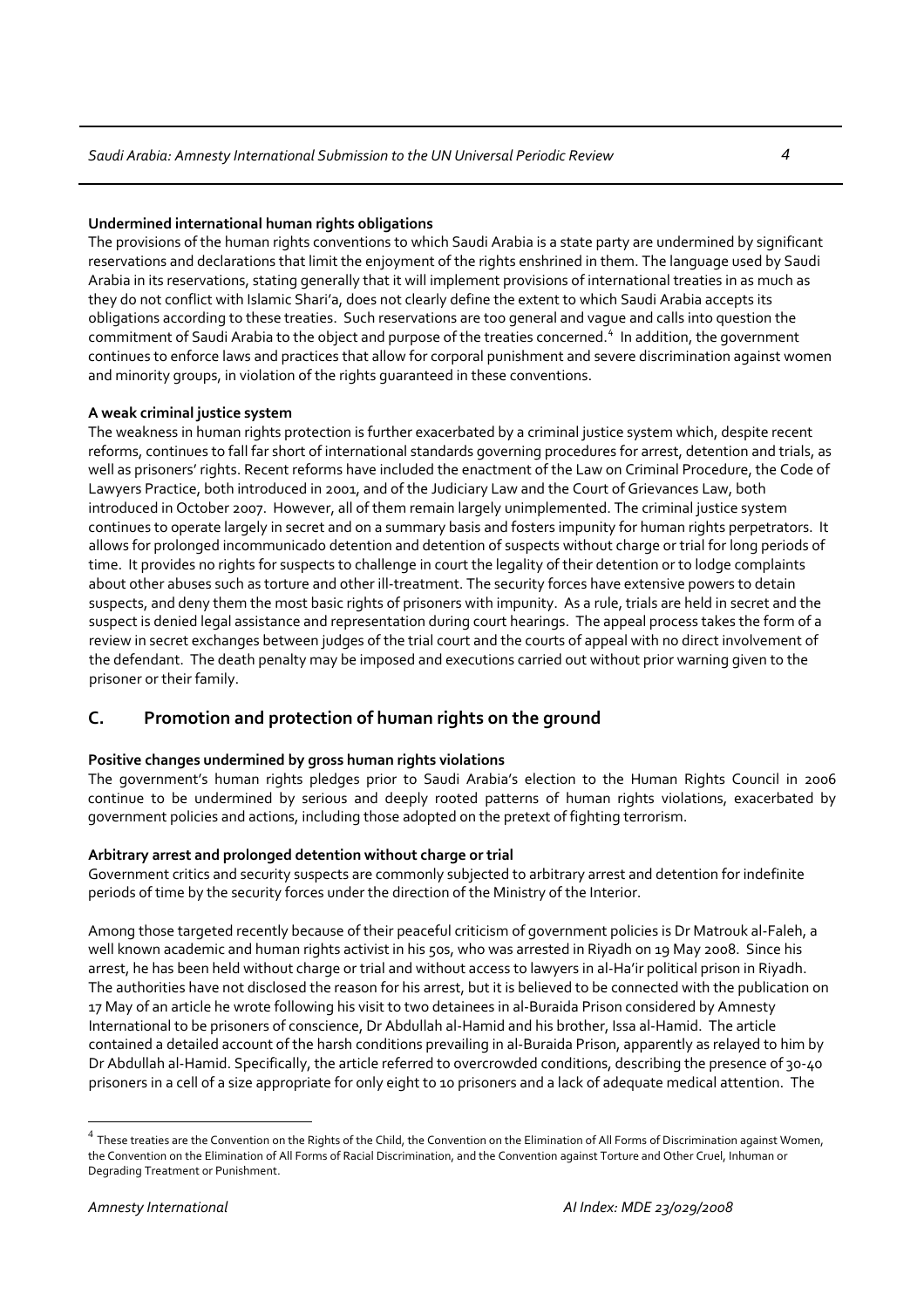**Undermined international human rights obligations**

The provisions of the human rights conventions to which Saudi Arabia is a state party are undermined by significant reservations and declarations that limit the enjoyment of the rights enshrined in them. The language used by Saudi Arabia in its reservations, stating generally that it will implement provisions of international treaties in as much as they do not conflict with Islamic Shari'a, does not clearly define the extent to which Saudi Arabia accepts its obligations according to these treaties. Such reservations are too general and vague and calls into question the commitment of Saudi Arabia to the object and purpose of the treaties concerned.[4] In addition, the government continues to enforce laws and practices that allow for corporal punishment and severe discrimination against women and minority groups, in violation of the rights guaranteed in these conventions.

**A weak criminal justice system**

The weakness in human rights protection is further exacerbated by a criminal justice system which, despite recent reforms, continues to fall far short of international standards governing procedures for arrest, detention and trials, as well as prisoners' rights. Recent reforms have included the enactment of the Law on Criminal Procedure, the Code of Lawyers Practice, both introduced in 2001, and of the Judiciary Law and the Court of Grievances Law, both introduced in October 2007. However, all of them remain largely unimplemented. The criminal justice system continues to operate largely in secret and on a summary basis and fosters impunity for human rights perpetrators. It allows for prolonged incommunicado detention and detention of suspects without charge or trial for long periods of time. It provides no rights for suspects to challenge in court the legality of their detention or to lodge complaints about other abuses such as torture and other ill-treatment. The security forces have extensive powers to detain suspects, and deny them the most basic rights of prisoners with impunity. As a rule, trials are held in secret and the suspect is denied legal assistance and representation during court hearings. The appeal process takes the form of a review in secret exchanges between judges of the trial court and the courts of appeal with no direct involvement of the defendant. The death penalty may be imposed and executions carried out without prior warning given to the prisoner or their family.

## C. Promotion and protection of human rights on the ground

**Positive changes undermined by gross human rights violations**

The government's human rights pledges prior to Saudi Arabia's election to the Human Rights Council in 2006 continue to be undermined by serious and deeply rooted patterns of human rights violations, exacerbated by government policies and actions, including those adopted on the pretext of fighting terrorism.

**Arbitrary arrest and prolonged detention without charge or trial**

Government critics and security suspects are commonly subjected to arbitrary arrest and detention for indefinite periods of time by the security forces under the direction of the Ministry of the Interior.

Among those targeted recently because of their peaceful criticism of government policies is Dr Matrouk al-Faleh, a well known academic and human rights activist in his 50s, who was arrested in Riyadh on 19 May 2008. Since his arrest, he has been held without charge or trial and without access to lawyers in al-Ha'ir political prison in Riyadh. The authorities have not disclosed the reason for his arrest, but it is believed to be connected with the publication on 17 May of an article he wrote following his visit to two detainees in al-Buraida Prison considered by Amnesty International to be prisoners of conscience, Dr Abdullah al-Hamid and his brother, Issa al-Hamid. The article contained a detailed account of the harsh conditions prevailing in al-Buraida Prison, apparently as relayed to him by Dr Abdullah al-Hamid. Specifically, the article referred to overcrowded conditions, describing the presence of 30-40 prisoners in a cell of a size appropriate for only eight to 10 prisoners and a lack of adequate medical attention. The

[4] These treaties are the Convention on the Rights of the Child, the Convention on the Elimination of All Forms of Discrimination against Women, the Convention on the Elimination of All Forms of Racial Discrimination, and the Convention against Torture and Other Cruel, Inhuman or Degrading Treatment or Punishment.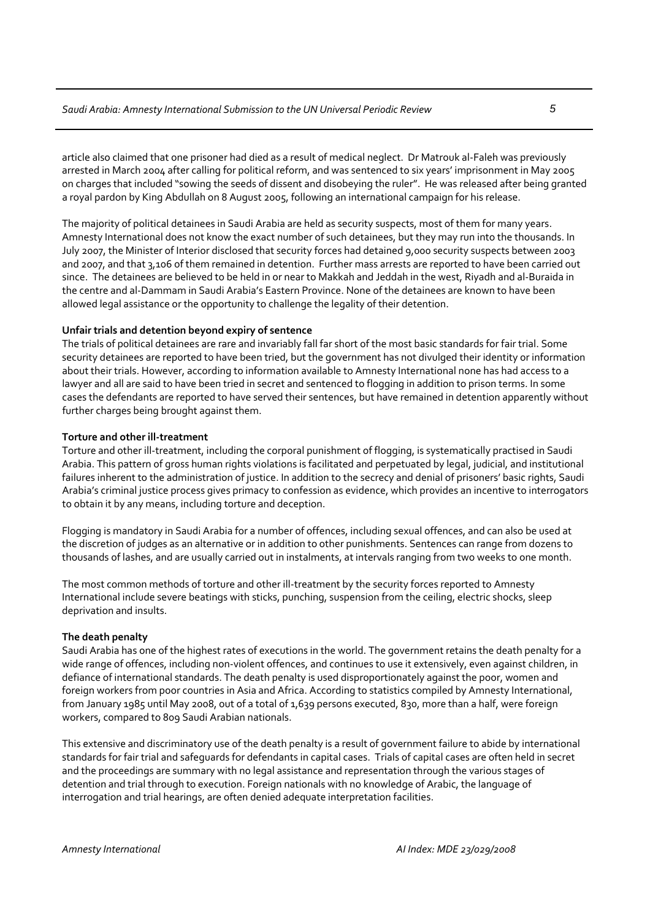article also claimed that one prisoner had died as a result of medical neglect. Dr Matrouk al-Faleh was previously arrested in March 2004 after calling for political reform, and was sentenced to six years' imprisonment in May 2005 on charges that included "sowing the seeds of dissent and disobeying the ruler". He was released after being granted a royal pardon by King Abdullah on 8 August 2005, following an international campaign for his release.

The majority of political detainees in Saudi Arabia are held as security suspects, most of them for many years. Amnesty International does not know the exact number of such detainees, but they may run into the thousands. In July 2007, the Minister of Interior disclosed that security forces had detained 9,000 security suspects between 2003 and 2007, and that 3,106 of them remained in detention. Further mass arrests are reported to have been carried out since. The detainees are believed to be held in or near to Makkah and Jeddah in the west, Riyadh and al-Buraida in the centre and al-Dammam in Saudi Arabia's Eastern Province. None of the detainees are known to have been allowed legal assistance or the opportunity to challenge the legality of their detention.

**Unfair trials and detention beyond expiry of sentence**

The trials of political detainees are rare and invariably fall far short of the most basic standards for fair trial. Some security detainees are reported to have been tried, but the government has not divulged their identity or information about their trials. However, according to information available to Amnesty International none has had access to a lawyer and all are said to have been tried in secret and sentenced to flogging in addition to prison terms. In some cases the defendants are reported to have served their sentences, but have remained in detention apparently without further charges being brought against them.

**Torture and other ill-treatment**

Torture and other ill-treatment, including the corporal punishment of flogging, is systematically practised in Saudi Arabia. This pattern of gross human rights violations is facilitated and perpetuated by legal, judicial, and institutional failures inherent to the administration of justice. In addition to the secrecy and denial of prisoners' basic rights, Saudi Arabia's criminal justice process gives primacy to confession as evidence, which provides an incentive to interrogators to obtain it by any means, including torture and deception.

Flogging is mandatory in Saudi Arabia for a number of offences, including sexual offences, and can also be used at the discretion of judges as an alternative or in addition to other punishments. Sentences can range from dozens to thousands of lashes, and are usually carried out in instalments, at intervals ranging from two weeks to one month.

The most common methods of torture and other ill-treatment by the security forces reported to Amnesty International include severe beatings with sticks, punching, suspension from the ceiling, electric shocks, sleep deprivation and insults.

**The death penalty**

Saudi Arabia has one of the highest rates of executions in the world. The government retains the death penalty for a wide range of offences, including non-violent offences, and continues to use it extensively, even against children, in defiance of international standards. The death penalty is used disproportionately against the poor, women and foreign workers from poor countries in Asia and Africa. According to statistics compiled by Amnesty International, from January 1985 until May 2008, out of a total of 1,639 persons executed, 830, more than a half, were foreign workers, compared to 809 Saudi Arabian nationals.

This extensive and discriminatory use of the death penalty is a result of government failure to abide by international standards for fair trial and safeguards for defendants in capital cases. Trials of capital cases are often held in secret and the proceedings are summary with no legal assistance and representation through the various stages of detention and trial through to execution. Foreign nationals with no knowledge of Arabic, the language of interrogation and trial hearings, are often denied adequate interpretation facilities.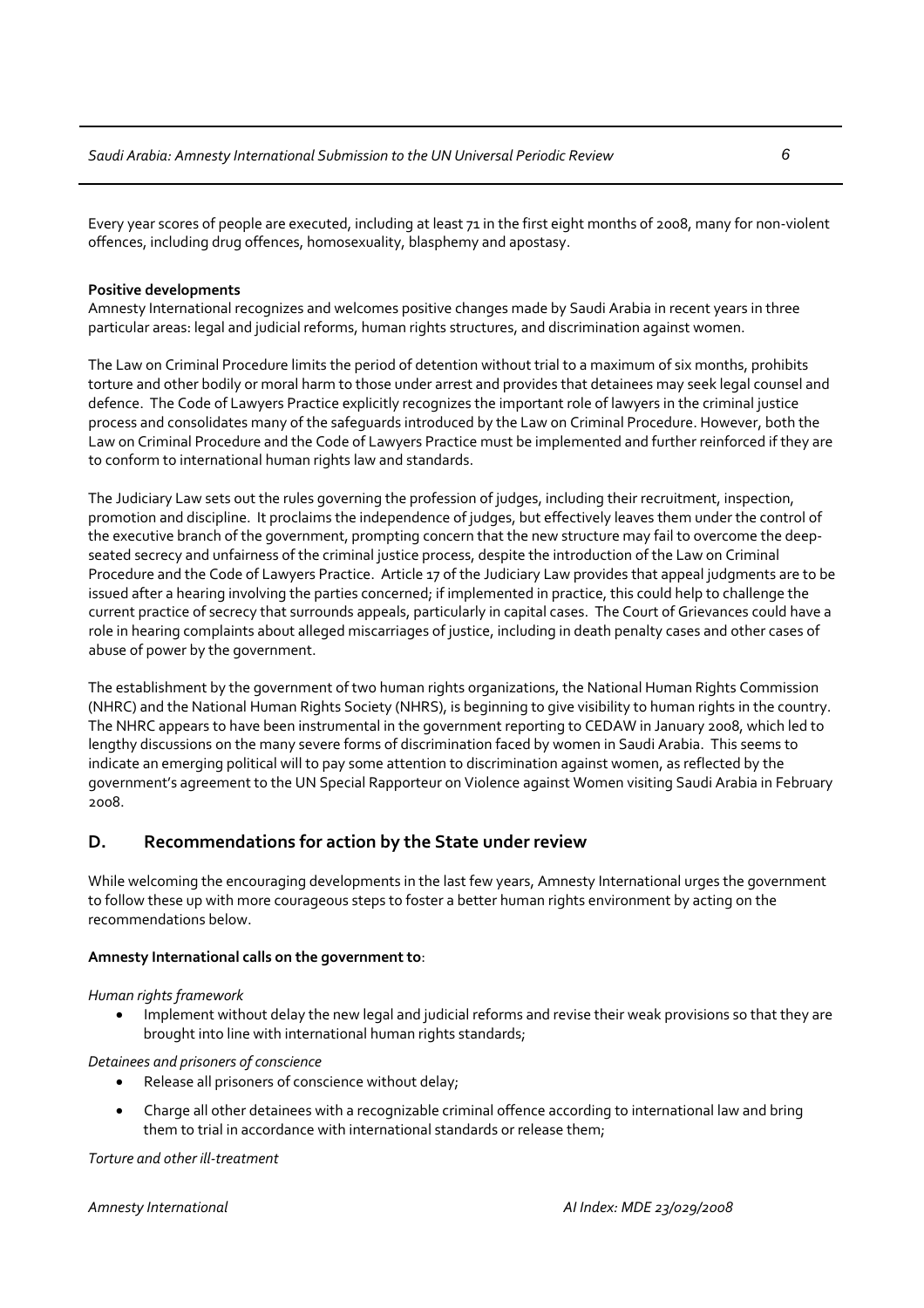Every year scores of people are executed, including at least 71 in the first eight months of 2008, many for non-violent offences, including drug offences, homosexuality, blasphemy and apostasy.

**Positive developments**

Amnesty International recognizes and welcomes positive changes made by Saudi Arabia in recent years in three particular areas: legal and judicial reforms, human rights structures, and discrimination against women.

The Law on Criminal Procedure limits the period of detention without trial to a maximum of six months, prohibits torture and other bodily or moral harm to those under arrest and provides that detainees may seek legal counsel and defence. The Code of Lawyers Practice explicitly recognizes the important role of lawyers in the criminal justice process and consolidates many of the safeguards introduced by the Law on Criminal Procedure. However, both the Law on Criminal Procedure and the Code of Lawyers Practice must be implemented and further reinforced if they are to conform to international human rights law and standards.

The Judiciary Law sets out the rules governing the profession of judges, including their recruitment, inspection, promotion and discipline. It proclaims the independence of judges, but effectively leaves them under the control of the executive branch of the government, prompting concern that the new structure may fail to overcome the deep-seated secrecy and unfairness of the criminal justice process, despite the introduction of the Law on Criminal Procedure and the Code of Lawyers Practice. Article 17 of the Judiciary Law provides that appeal judgments are to be issued after a hearing involving the parties concerned; if implemented in practice, this could help to challenge the current practice of secrecy that surrounds appeals, particularly in capital cases. The Court of Grievances could have a role in hearing complaints about alleged miscarriages of justice, including in death penalty cases and other cases of abuse of power by the government.

The establishment by the government of two human rights organizations, the National Human Rights Commission (NHRC) and the National Human Rights Society (NHRS), is beginning to give visibility to human rights in the country. The NHRC appears to have been instrumental in the government reporting to CEDAW in January 2008, which led to lengthy discussions on the many severe forms of discrimination faced by women in Saudi Arabia. This seems to indicate an emerging political will to pay some attention to discrimination against women, as reflected by the government's agreement to the UN Special Rapporteur on Violence against Women visiting Saudi Arabia in February 2008.

## D. Recommendations for action by the State under review

While welcoming the encouraging developments in the last few years, Amnesty International urges the government to follow these up with more courageous steps to foster a better human rights environment by acting on the recommendations below.

**Amnesty International calls on the government to**:

*Human rights framework*

- Implement without delay the new legal and judicial reforms and revise their weak provisions so that they are brought into line with international human rights standards;

*Detainees and prisoners of conscience*

- Release all prisoners of conscience without delay;
- Charge all other detainees with a recognizable criminal offence according to international law and bring them to trial in accordance with international standards or release them;

*Torture and other ill-treatment*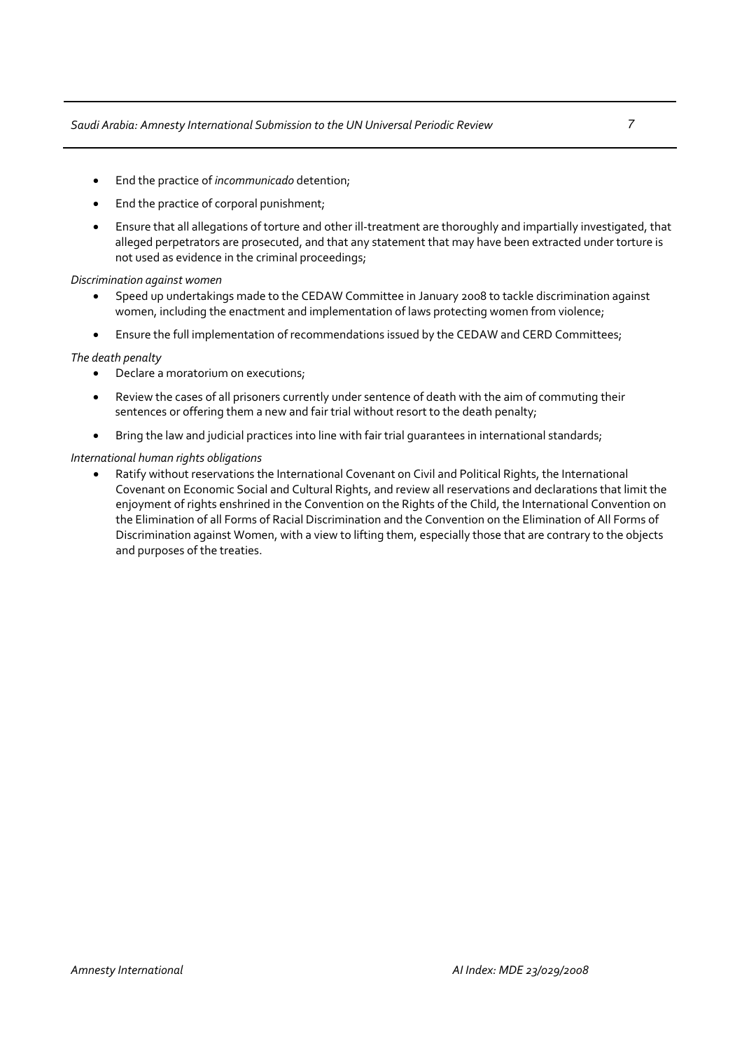- End the practice of *incommunicado* detention;
- End the practice of corporal punishment;
- Ensure that all allegations of torture and other ill-treatment are thoroughly and impartially investigated, that alleged perpetrators are prosecuted, and that any statement that may have been extracted under torture is not used as evidence in the criminal proceedings;

*Discrimination against women*

- Speed up undertakings made to the CEDAW Committee in January 2008 to tackle discrimination against women, including the enactment and implementation of laws protecting women from violence;
- Ensure the full implementation of recommendations issued by the CEDAW and CERD Committees;

*The death penalty*

- Declare a moratorium on executions;
- Review the cases of all prisoners currently under sentence of death with the aim of commuting their sentences or offering them a new and fair trial without resort to the death penalty;
- Bring the law and judicial practices into line with fair trial guarantees in international standards;

*International human rights obligations*

- Ratify without reservations the International Covenant on Civil and Political Rights, the International Covenant on Economic Social and Cultural Rights, and review all reservations and declarations that limit the enjoyment of rights enshrined in the Convention on the Rights of the Child, the International Convention on the Elimination of all Forms of Racial Discrimination and the Convention on the Elimination of All Forms of Discrimination against Women, with a view to lifting them, especially those that are contrary to the objects and purposes of the treaties.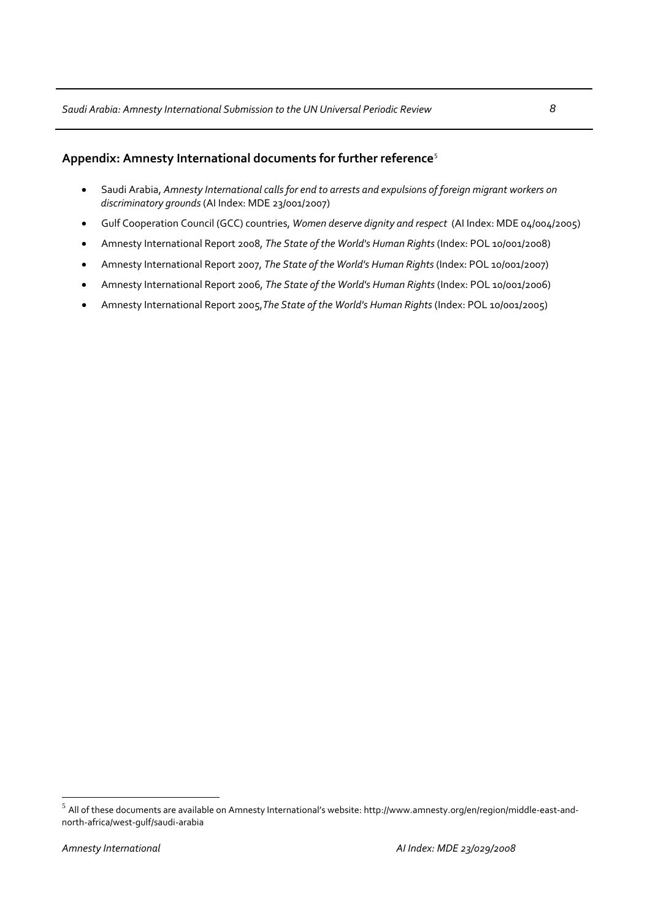## Appendix: Amnesty International documents for further reference[5]

- Saudi Arabia, *Amnesty International calls for end to arrests and expulsions of foreign migrant workers on discriminatory grounds* (AI Index: MDE 23/001/2007)
- Gulf Cooperation Council (GCC) countries, *Women deserve dignity and respect* (AI Index: MDE 04/004/2005)
- Amnesty International Report 2008, *The State of the World's Human Rights* (Index: POL 10/001/2008)
- Amnesty International Report 2007, *The State of the World's Human Rights* (Index: POL 10/001/2007)
- Amnesty International Report 2006, *The State of the World's Human Rights* (Index: POL 10/001/2006)
- Amnesty International Report 2005, *The State of the World's Human Rights* (Index: POL 10/001/2005)

[5] All of these documents are available on Amnesty International's website: http://www.amnesty.org/en/region/middle-east-and-north-africa/west-gulf/saudi-arabia